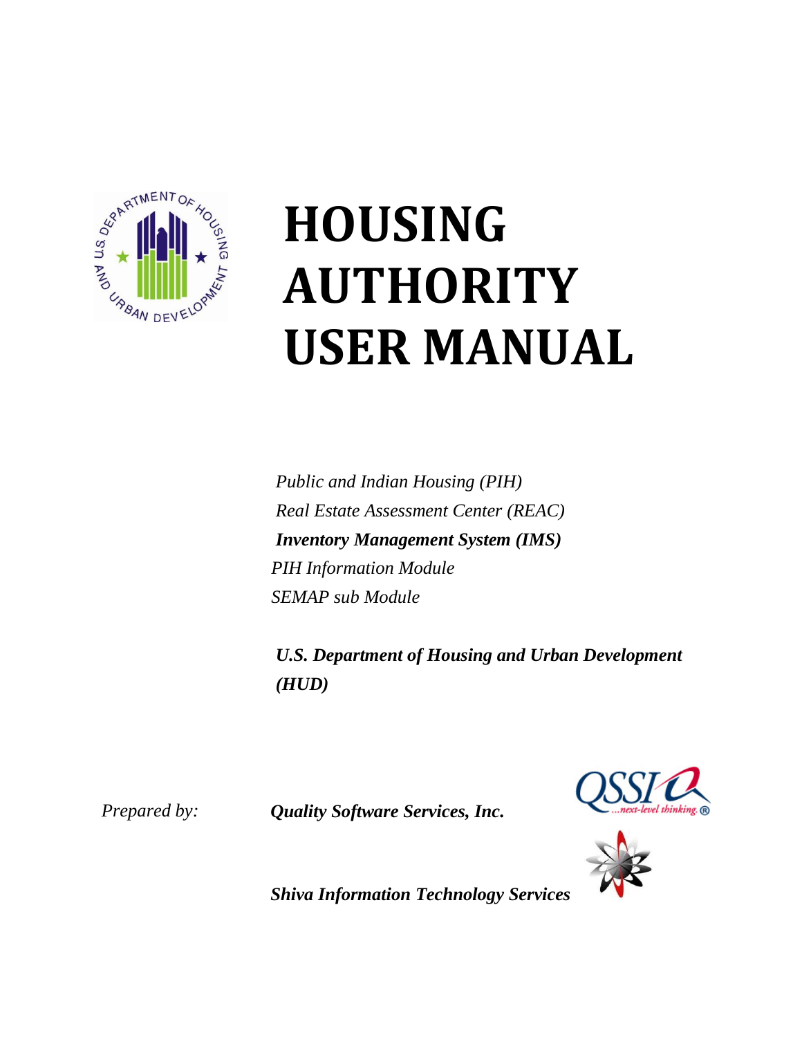# HOUSING AUTHORITY USER MANUAL

*Public and Indian Housing (PIH)*
*Real Estate Assessment Center (REAC)*
***Inventory Management System (IMS)***
*PIH Information Module*
*SEMAP sub Module*

***U.S. Department of Housing and Urban Development (HUD)***

*Prepared by:* ***Quality Software Services, Inc.***

***Shiva Information Technology Services***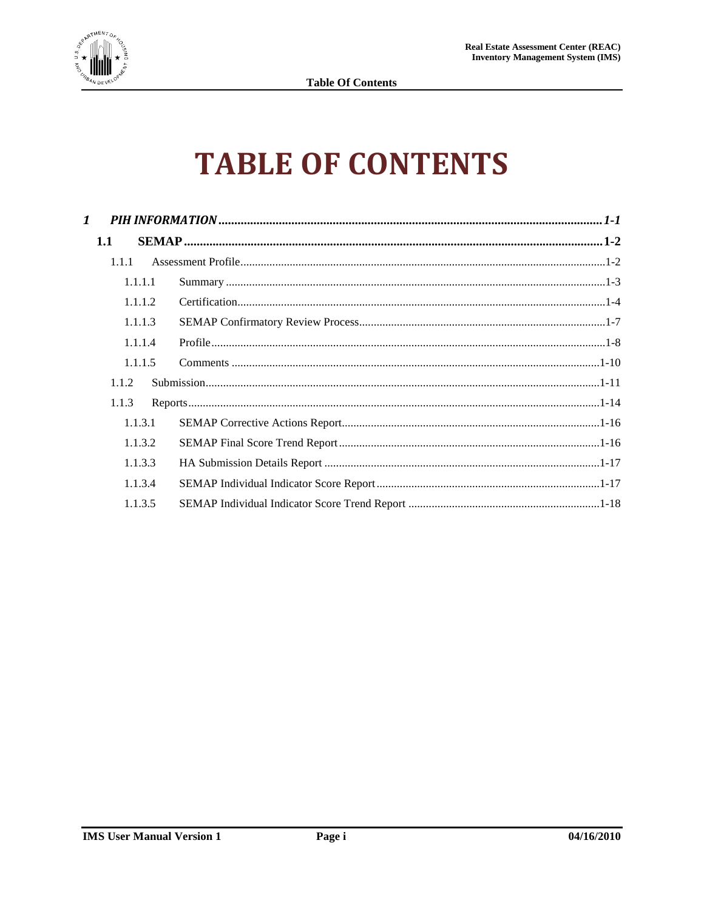# TABLE OF CONTENTS

*1 PIH INFORMATION ........................................................ 1-1*

**1.1 SEMAP ........................................................ 1-2**

1.1.1 Assessment Profile ........................................................ 1-2

1.1.1.1 Summary ........................................................ 1-3

1.1.1.2 Certification ........................................................ 1-4

1.1.1.3 SEMAP Confirmatory Review Process ........................................................ 1-7

1.1.1.4 Profile ........................................................ 1-8

1.1.1.5 Comments ........................................................ 1-10

1.1.2 Submission ........................................................ 1-11

1.1.3 Reports ........................................................ 1-14

1.1.3.1 SEMAP Corrective Actions Report ........................................................ 1-16

1.1.3.2 SEMAP Final Score Trend Report ........................................................ 1-16

1.1.3.3 HA Submission Details Report ........................................................ 1-17

1.1.3.4 SEMAP Individual Indicator Score Report ........................................................ 1-17

1.1.3.5 SEMAP Individual Indicator Score Trend Report ........................................................ 1-18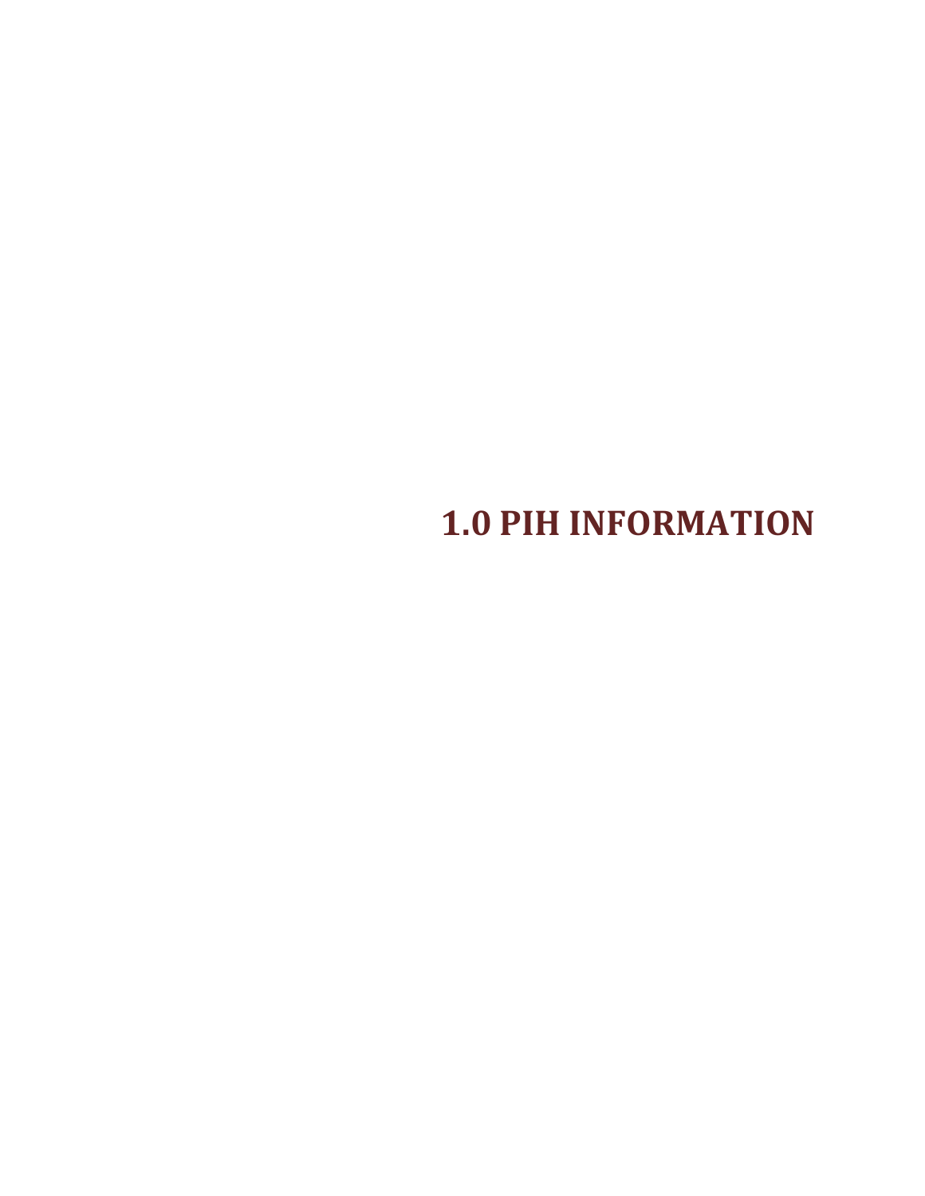# 1.0 PIH INFORMATION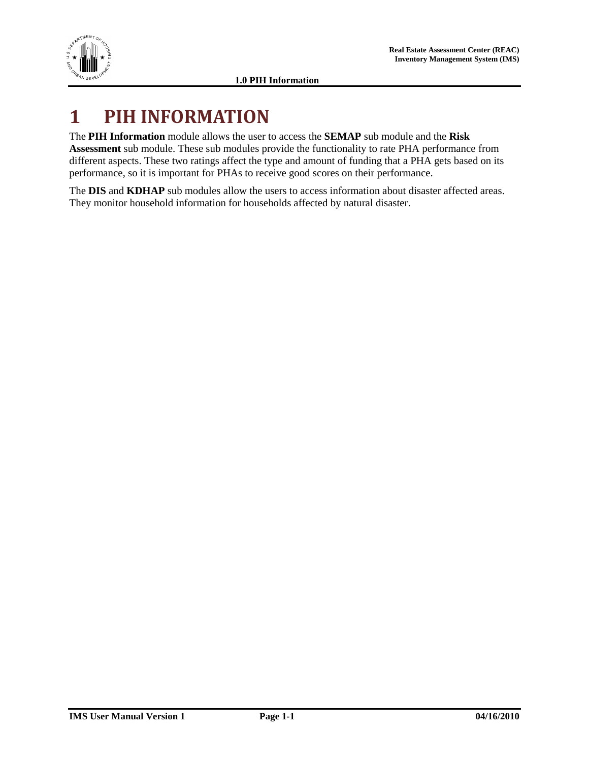# 1 PIH INFORMATION

The **PIH Information** module allows the user to access the **SEMAP** sub module and the **Risk Assessment** sub module. These sub modules provide the functionality to rate PHA performance from different aspects. These two ratings affect the type and amount of funding that a PHA gets based on its performance, so it is important for PHAs to receive good scores on their performance.

The **DIS** and **KDHAP** sub modules allow the users to access information about disaster affected areas. They monitor household information for households affected by natural disaster.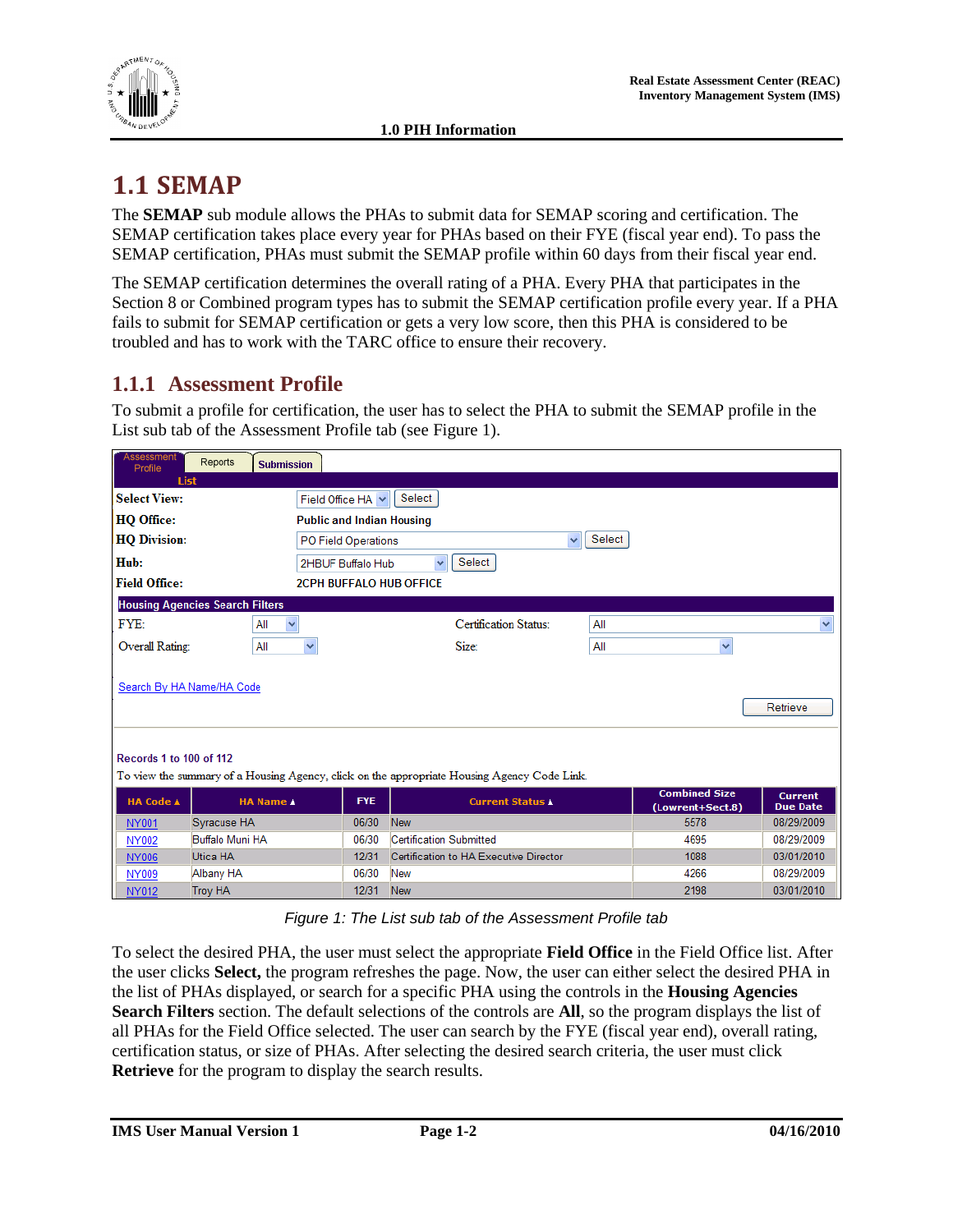# 1.1 SEMAP

The **SEMAP** sub module allows the PHAs to submit data for SEMAP scoring and certification. The SEMAP certification takes place every year for PHAs based on their FYE (fiscal year end). To pass the SEMAP certification, PHAs must submit the SEMAP profile within 60 days from their fiscal year end.

The SEMAP certification determines the overall rating of a PHA. Every PHA that participates in the Section 8 or Combined program types has to submit the SEMAP certification profile every year. If a PHA fails to submit for SEMAP certification or gets a very low score, then this PHA is considered to be troubled and has to work with the TARC office to ensure their recovery.

## 1.1.1 Assessment Profile

To submit a profile for certification, the user has to select the PHA to submit the SEMAP profile in the List sub tab of the Assessment Profile tab (see Figure 1).

Assessment Profile | Reports | Submission

List

**Select View:** Field Office HA [Select]

**HQ Office:** Public and Indian Housing

**HQ Division:** PO Field Operations [Select]

**Hub:** 2HBUF Buffalo Hub [Select]

**Field Office:** 2CPH BUFFALO HUB OFFICE

**Housing Agencies Search Filters**

FYE: All — Certification Status: All

Overall Rating: All — Size: All

Search By HA Name/HA Code

[Retrieve]

Records 1 to 100 of 112

To view the summary of a Housing Agency, click on the appropriate Housing Agency Code Link.

| HA Code ▲ | HA Name ▲ | FYE | Current Status ▲ | Combined Size (Lowrent+Sect.8) | Current Due Date |
|---|---|---|---|---|---|
| NY001 | Syracuse HA | 06/30 | New | 5578 | 08/29/2009 |
| NY002 | Buffalo Muni HA | 06/30 | Certification Submitted | 4695 | 08/29/2009 |
| NY006 | Utica HA | 12/31 | Certification to HA Executive Director | 1088 | 03/01/2010 |
| NY009 | Albany HA | 06/30 | New | 4266 | 08/29/2009 |
| NY012 | Troy HA | 12/31 | New | 2198 | 03/01/2010 |

*Figure 1: The List sub tab of the Assessment Profile tab*

To select the desired PHA, the user must select the appropriate **Field Office** in the Field Office list. After the user clicks **Select,** the program refreshes the page. Now, the user can either select the desired PHA in the list of PHAs displayed, or search for a specific PHA using the controls in the **Housing Agencies Search Filters** section. The default selections of the controls are **All**, so the program displays the list of all PHAs for the Field Office selected. The user can search by the FYE (fiscal year end), overall rating, certification status, or size of PHAs. After selecting the desired search criteria, the user must click **Retrieve** for the program to display the search results.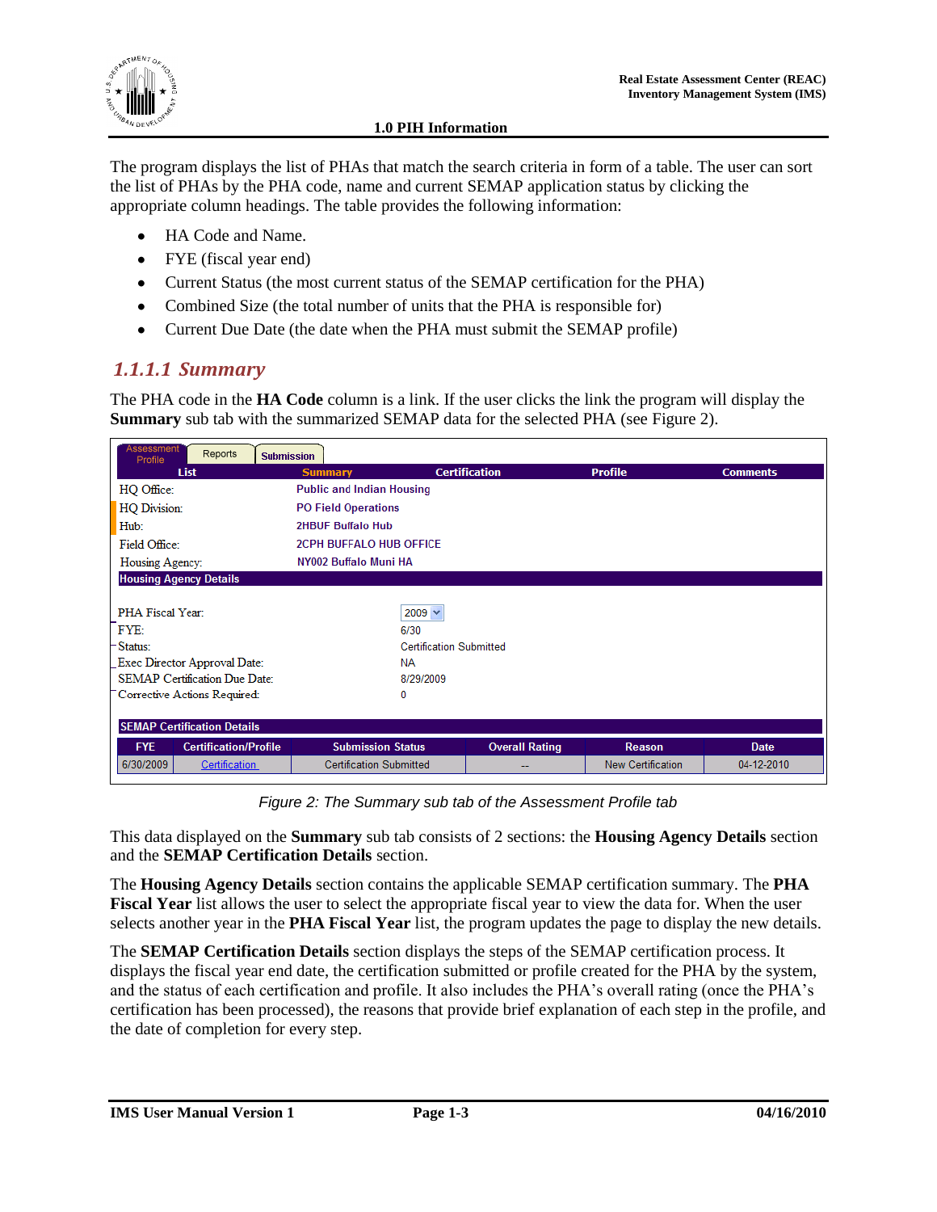The program displays the list of PHAs that match the search criteria in form of a table. The user can sort the list of PHAs by the PHA code, name and current SEMAP application status by clicking the appropriate column headings. The table provides the following information:

- HA Code and Name.
- FYE (fiscal year end)
- Current Status (the most current status of the SEMAP certification for the PHA)
- Combined Size (the total number of units that the PHA is responsible for)
- Current Due Date (the date when the PHA must submit the SEMAP profile)

### *1.1.1.1 Summary*

The PHA code in the **HA Code** column is a link. If the user clicks the link the program will display the **Summary** sub tab with the summarized SEMAP data for the selected PHA (see Figure 2).

Assessment Profile | Reports | Submission

List | **Summary** | Certification | Profile | Comments

| | |
|---|---|
| HQ Office: | Public and Indian Housing |
| HQ Division: | PO Field Operations |
| Hub: | 2HBUF Buffalo Hub |
| Field Office: | 2CPH BUFFALO HUB OFFICE |
| Housing Agency: | NY002 Buffalo Muni HA |

**Housing Agency Details**

| | |
|---|---|
| PHA Fiscal Year: | 2009 |
| FYE: | 6/30 |
| Status: | Certification Submitted |
| Exec Director Approval Date: | NA |
| SEMAP Certification Due Date: | 8/29/2009 |
| Corrective Actions Required: | 0 |

**SEMAP Certification Details**

| FYE | Certification/Profile | Submission Status | Overall Rating | Reason | Date |
|---|---|---|---|---|---|
| 6/30/2009 | Certification | Certification Submitted | -- | New Certification | 04-12-2010 |

*Figure 2: The Summary sub tab of the Assessment Profile tab*

This data displayed on the **Summary** sub tab consists of 2 sections: the **Housing Agency Details** section and the **SEMAP Certification Details** section.

The **Housing Agency Details** section contains the applicable SEMAP certification summary. The **PHA Fiscal Year** list allows the user to select the appropriate fiscal year to view the data for. When the user selects another year in the **PHA Fiscal Year** list, the program updates the page to display the new details.

The **SEMAP Certification Details** section displays the steps of the SEMAP certification process. It displays the fiscal year end date, the certification submitted or profile created for the PHA by the system, and the status of each certification and profile. It also includes the PHA's overall rating (once the PHA's certification has been processed), the reasons that provide brief explanation of each step in the profile, and the date of completion for every step.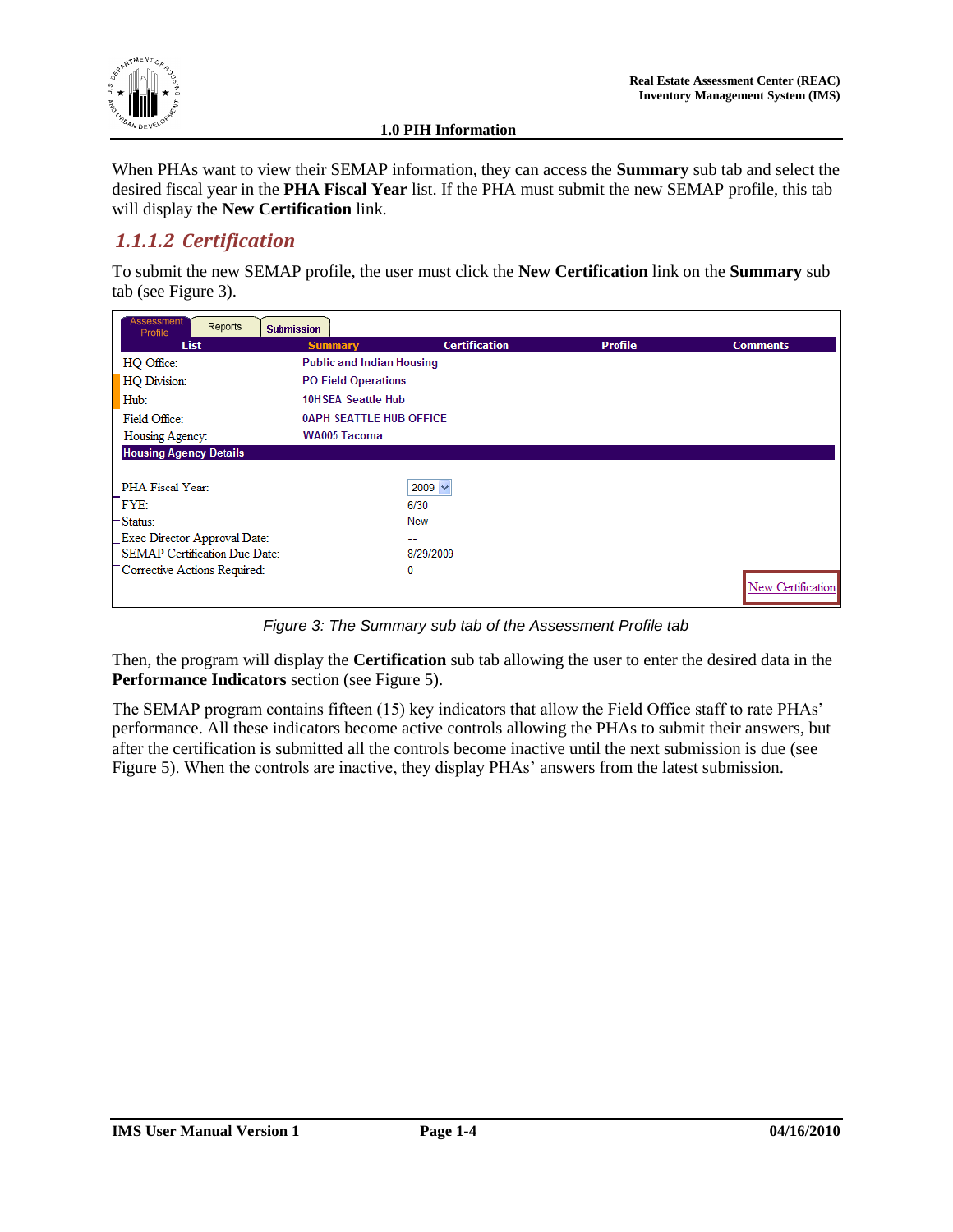When PHAs want to view their SEMAP information, they can access the **Summary** sub tab and select the desired fiscal year in the **PHA Fiscal Year** list. If the PHA must submit the new SEMAP profile, this tab will display the **New Certification** link.

### *1.1.1.2 Certification*

To submit the new SEMAP profile, the user must click the **New Certification** link on the **Summary** sub tab (see Figure 3).

| Assessment Profile | Reports | Submission | | |
|---|---|---|---|---|
| List | Summary | Certification | Profile | Comments |

| | |
|---|---|
| HQ Office: | Public and Indian Housing |
| HQ Division: | PO Field Operations |
| Hub: | 10HSEA Seattle Hub |
| Field Office: | 0APH SEATTLE HUB OFFICE |
| Housing Agency: | WA005 Tacoma |

**Housing Agency Details**

| | |
|---|---|
| PHA Fiscal Year: | 2009 |
| FYE: | 6/30 |
| Status: | New |
| Exec Director Approval Date: | -- |
| SEMAP Certification Due Date: | 8/29/2009 |
| Corrective Actions Required: | 0 |

New Certification

*Figure 3: The Summary sub tab of the Assessment Profile tab*

Then, the program will display the **Certification** sub tab allowing the user to enter the desired data in the **Performance Indicators** section (see Figure 5).

The SEMAP program contains fifteen (15) key indicators that allow the Field Office staff to rate PHAs' performance. All these indicators become active controls allowing the PHAs to submit their answers, but after the certification is submitted all the controls become inactive until the next submission is due (see Figure 5). When the controls are inactive, they display PHAs' answers from the latest submission.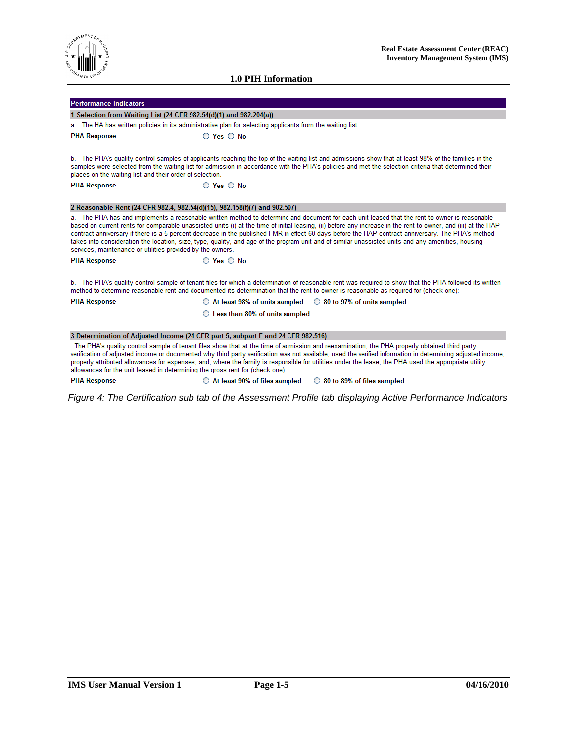## 1.0 PIH Information

**Performance Indicators**

**1 Selection from Waiting List (24 CFR 982.54(d)(1) and 982.204(a))**

a. The HA has written policies in its administrative plan for selecting applicants from the waiting list.

**PHA Response** ◯ **Yes** ◯ **No**

b. The PHA's quality control samples of applicants reaching the top of the waiting list and admissions show that at least 98% of the families in the samples were selected from the waiting list for admission in accordance with the PHA's policies and met the selection criteria that determined their places on the waiting list and their order of selection.

**PHA Response** ◯ **Yes** ◯ **No**

**2 Reasonable Rent (24 CFR 982.4, 982.54(d)(15), 982.158(f)(7) and 982.507)**

a. The PHA has and implements a reasonable written method to determine and document for each unit leased that the rent to owner is reasonable based on current rents for comparable unassisted units (i) at the time of initial leasing, (ii) before any increase in the rent to owner, and (iii) at the HAP contract anniversary if there is a 5 percent decrease in the published FMR in effect 60 days before the HAP contract anniversary. The PHA's method takes into consideration the location, size, type, quality, and age of the program unit and of similar unassisted units and any amenities, housing services, maintenance or utilities provided by the owners.

**PHA Response** ◯ **Yes** ◯ **No**

b. The PHA's quality control sample of tenant files for which a determination of reasonable rent was required to show that the PHA followed its written method to determine reasonable rent and documented its determination that the rent to owner is reasonable as required for (check one):

**PHA Response** ◯ **At least 98% of units sampled** ◯ **80 to 97% of units sampled**

◯ **Less than 80% of units sampled**

**3 Determination of Adjusted Income (24 CFR part 5, subpart F and 24 CFR 982.516)**

The PHA's quality control sample of tenant files show that at the time of admission and reexamination, the PHA properly obtained third party verification of adjusted income or documented why third party verification was not available; used the verified information in determining adjusted income; properly attributed allowances for expenses; and, where the family is responsible for utilities under the lease, the PHA used the appropriate utility allowances for the unit leased in determining the gross rent for (check one):

**PHA Response** ◯ **At least 90% of files sampled** ◯ **80 to 89% of files sampled**

*Figure 4: The Certification sub tab of the Assessment Profile tab displaying Active Performance Indicators*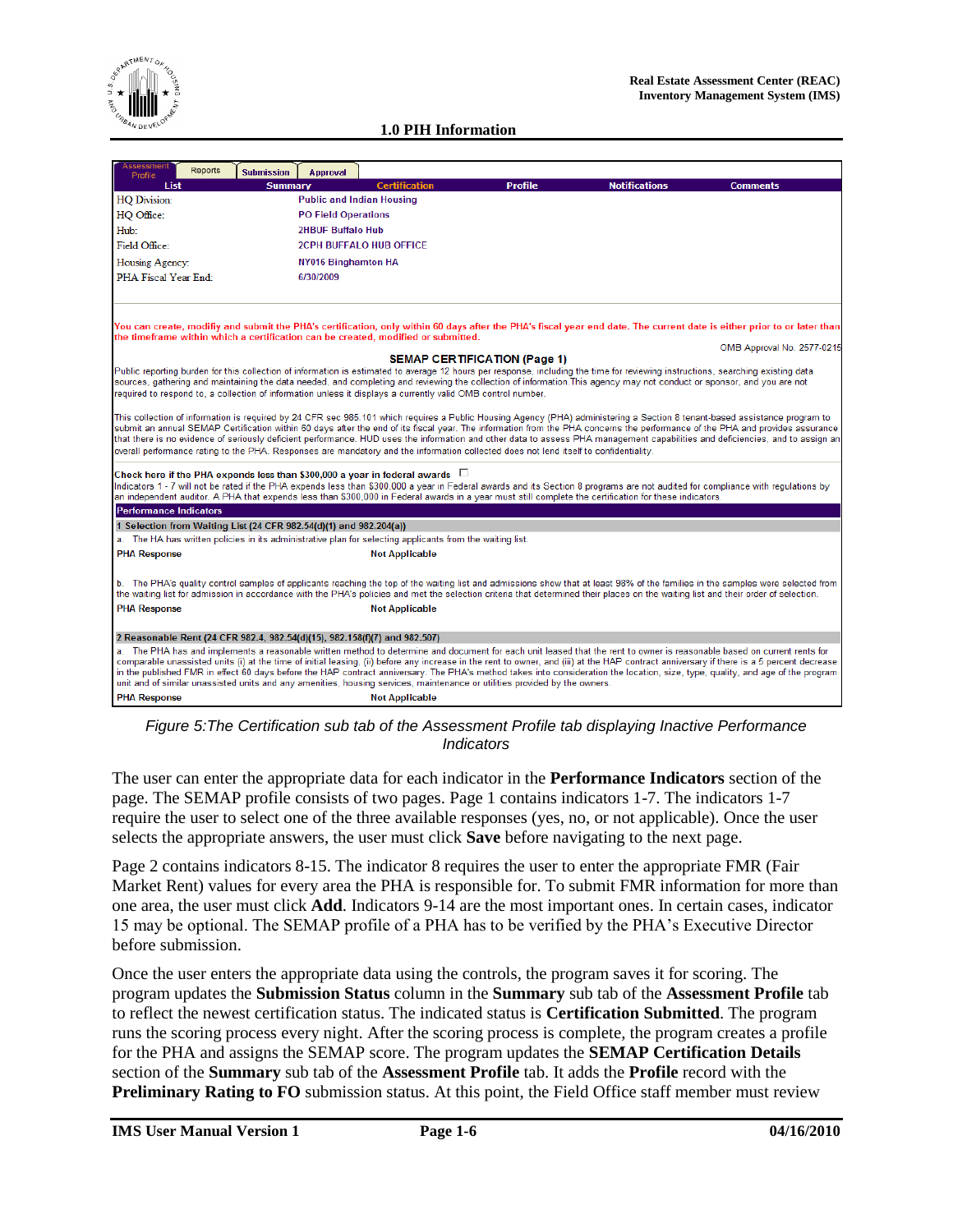## 1.0 PIH Information

| Assessment Profile | Reports | Submission | Approval | | | |
|---|---|---|---|---|---|---|
| List | Summary | Certification | Profile | Notifications | Comments | |

| | |
|---|---|
| HQ Division: | Public and Indian Housing |
| HQ Office: | PO Field Operations |
| Hub: | 2HBUF Buffalo Hub |
| Field Office: | 2CPH BUFFALO HUB OFFICE |
| Housing Agency: | NY016 Binghamton HA |
| PHA Fiscal Year End: | 6/30/2009 |

You can create, modify and submit the PHA's certification, only within 60 days after the PHA's fiscal year end date. The current date is either prior to or later than the timeframe within which a certification can be created, modified or submitted.

OMB Approval No. 2577-0215

**SEMAP CERTIFICATION (Page 1)**

Public reporting burden for this collection of information is estimated to average 12 hours per response, including the time for reviewing instructions, searching existing data sources, gathering and maintaining the data needed, and completing and reviewing the collection of information This agency may not conduct or sponsor, and you are not required to respond to, a collection of information unless it displays a currently valid OMB control number.

This collection of information is required by 24 CFR sec 985.101 which requires a Public Housing Agency (PHA) administering a Section 8 tenant-based assistance program to submit an annual SEMAP Certification within 60 days after the end of its fiscal year. The information from the PHA concerns the performance of the PHA and provides assurance that there is no evidence of seriously deficient performance. HUD uses the information and other data to assess PHA management capabilities and deficiencies, and to assign an overall performance rating to the PHA. Responses are mandatory and the information collected does not lend itself to confidentiality.

**Check here if the PHA expends less than $300,000 a year in federal awards** ☐

Indicators 1 - 7 will not be rated if the PHA expends less than $300,000 a year in Federal awards and its Section 8 programs are not audited for compliance with regulations by an independent auditor. A PHA that expends less than $300,000 in Federal awards in a year must still complete the certification for these indicators.

**Performance Indicators**

**1 Selection from Waiting List (24 CFR 982.54(d)(1) and 982.204(a))**

a. The HA has written policies in its administrative plan for selecting applicants from the waiting list.

| PHA Response | Not Applicable |
|---|---|

b. The PHA's quality control samples of applicants reaching the top of the waiting list and admissions show that at least 98% of the families in the samples were selected from the waiting list for admission in accordance with the PHA's policies and met the selection criteria that determined their places on the waiting list and their order of selection.

| PHA Response | Not Applicable |
|---|---|

**2 Reasonable Rent (24 CFR 982.4, 982.54(d)(15), 982.158(f)(7) and 982.507)**

a. The PHA has and implements a reasonable written method to determine and document for each unit leased that the rent to owner is reasonable based on current rents for comparable unassisted units (i) at the time of initial leasing, (ii) before any increase in the rent to owner, and (iii) at the HAP contract anniversary if there is a 5 percent decrease in the published FMR in effect 60 days before the HAP contract anniversary. The PHA's method takes into consideration the location, size, type, quality, and age of the program unit and of similar unassisted units and any amenities, housing services, maintenance or utilities provided by the owners.

| PHA Response | Not Applicable |
|---|---|

*Figure 5:The Certification sub tab of the Assessment Profile tab displaying Inactive Performance Indicators*

The user can enter the appropriate data for each indicator in the **Performance Indicators** section of the page. The SEMAP profile consists of two pages. Page 1 contains indicators 1-7. The indicators 1-7 require the user to select one of the three available responses (yes, no, or not applicable). Once the user selects the appropriate answers, the user must click **Save** before navigating to the next page.

Page 2 contains indicators 8-15. The indicator 8 requires the user to enter the appropriate FMR (Fair Market Rent) values for every area the PHA is responsible for. To submit FMR information for more than one area, the user must click **Add**. Indicators 9-14 are the most important ones. In certain cases, indicator 15 may be optional. The SEMAP profile of a PHA has to be verified by the PHA's Executive Director before submission.

Once the user enters the appropriate data using the controls, the program saves it for scoring. The program updates the **Submission Status** column in the **Summary** sub tab of the **Assessment Profile** tab to reflect the newest certification status. The indicated status is **Certification Submitted**. The program runs the scoring process every night. After the scoring process is complete, the program creates a profile for the PHA and assigns the SEMAP score. The program updates the **SEMAP Certification Details** section of the **Summary** sub tab of the **Assessment Profile** tab. It adds the **Profile** record with the **Preliminary Rating to FO** submission status. At this point, the Field Office staff member must review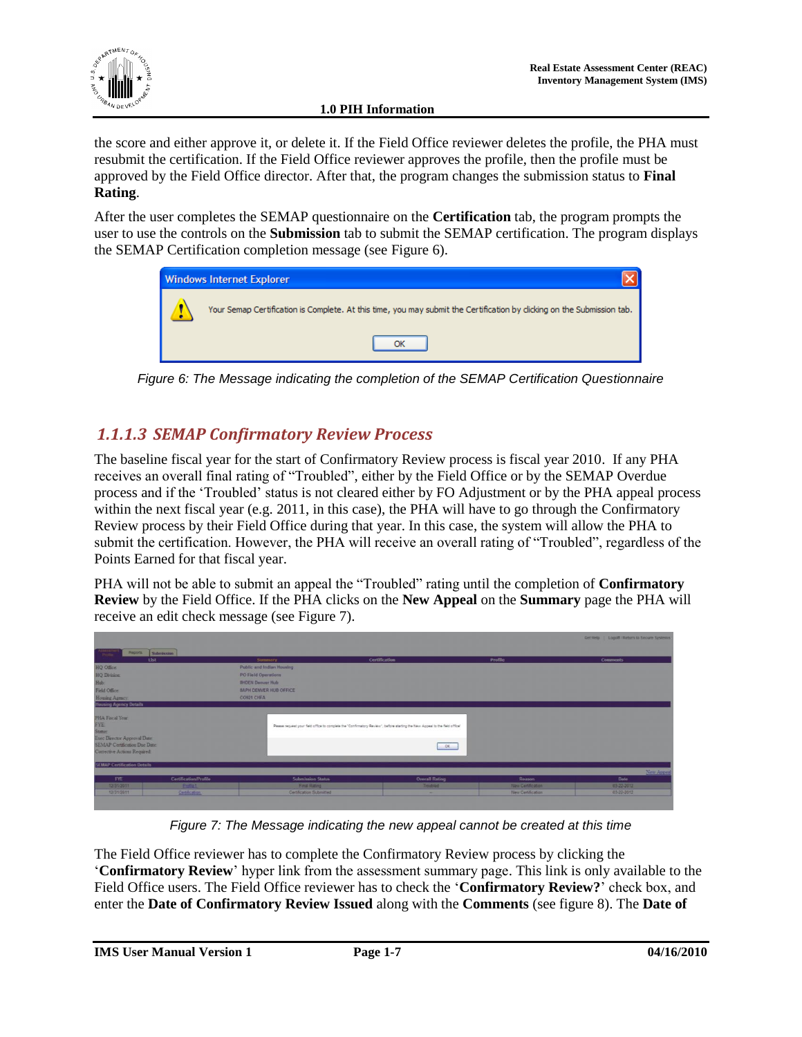the score and either approve it, or delete it. If the Field Office reviewer deletes the profile, the PHA must resubmit the certification. If the Field Office reviewer approves the profile, then the profile must be approved by the Field Office director. After that, the program changes the submission status to **Final Rating**.

After the user completes the SEMAP questionnaire on the **Certification** tab, the program prompts the user to use the controls on the **Submission** tab to submit the SEMAP certification. The program displays the SEMAP Certification completion message (see Figure 6).

*Figure 6: The Message indicating the completion of the SEMAP Certification Questionnaire*

### *1.1.1.3 SEMAP Confirmatory Review Process*

The baseline fiscal year for the start of Confirmatory Review process is fiscal year 2010. If any PHA receives an overall final rating of "Troubled", either by the Field Office or by the SEMAP Overdue process and if the 'Troubled' status is not cleared either by FO Adjustment or by the PHA appeal process within the next fiscal year (e.g. 2011, in this case), the PHA will have to go through the Confirmatory Review process by their Field Office during that year. In this case, the system will allow the PHA to submit the certification. However, the PHA will receive an overall rating of "Troubled", regardless of the Points Earned for that fiscal year.

PHA will not be able to submit an appeal the "Troubled" rating until the completion of **Confirmatory Review** by the Field Office. If the PHA clicks on the **New Appeal** on the **Summary** page the PHA will receive an edit check message (see Figure 7).

*Figure 7: The Message indicating the new appeal cannot be created at this time*

The Field Office reviewer has to complete the Confirmatory Review process by clicking the '**Confirmatory Review**' hyper link from the assessment summary page. This link is only available to the Field Office users. The Field Office reviewer has to check the '**Confirmatory Review?**' check box, and enter the **Date of Confirmatory Review Issued** along with the **Comments** (see figure 8). The **Date of**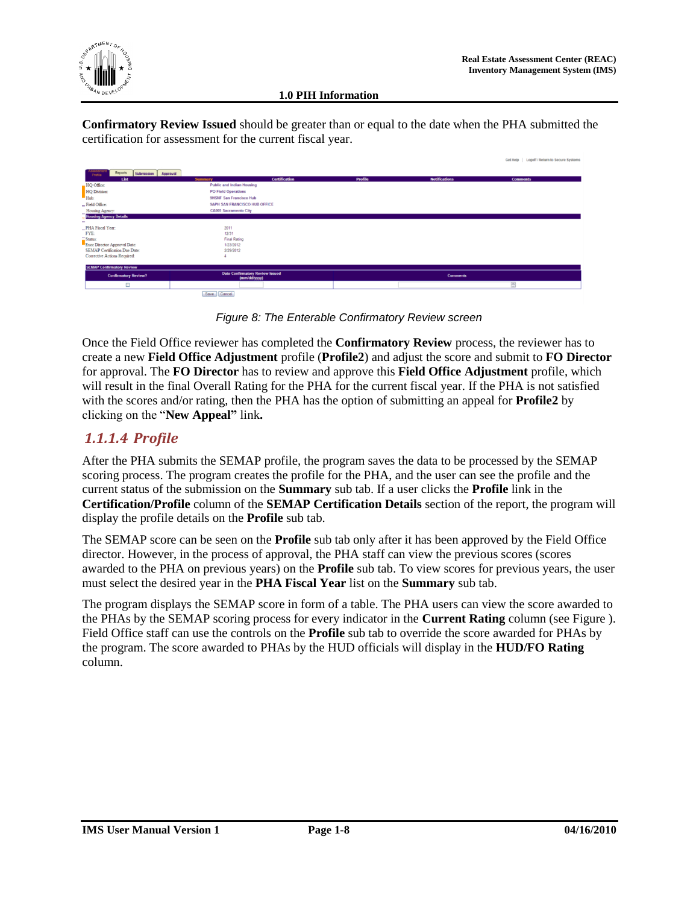**Confirmatory Review Issued** should be greater than or equal to the date when the PHA submitted the certification for assessment for the current fiscal year.

*Figure 8: The Enterable Confirmatory Review screen*

Once the Field Office reviewer has completed the **Confirmatory Review** process, the reviewer has to create a new **Field Office Adjustment** profile (**Profile2**) and adjust the score and submit to **FO Director** for approval. The **FO Director** has to review and approve this **Field Office Adjustment** profile, which will result in the final Overall Rating for the PHA for the current fiscal year. If the PHA is not satisfied with the scores and/or rating, then the PHA has the option of submitting an appeal for **Profile2** by clicking on the "**New Appeal"** link**.**

### *1.1.1.4 Profile*

After the PHA submits the SEMAP profile, the program saves the data to be processed by the SEMAP scoring process. The program creates the profile for the PHA, and the user can see the profile and the current status of the submission on the **Summary** sub tab. If a user clicks the **Profile** link in the **Certification/Profile** column of the **SEMAP Certification Details** section of the report, the program will display the profile details on the **Profile** sub tab.

The SEMAP score can be seen on the **Profile** sub tab only after it has been approved by the Field Office director. However, in the process of approval, the PHA staff can view the previous scores (scores awarded to the PHA on previous years) on the **Profile** sub tab. To view scores for previous years, the user must select the desired year in the **PHA Fiscal Year** list on the **Summary** sub tab.

The program displays the SEMAP score in form of a table. The PHA users can view the score awarded to the PHAs by the SEMAP scoring process for every indicator in the **Current Rating** column (see Figure ). Field Office staff can use the controls on the **Profile** sub tab to override the score awarded for PHAs by the program. The score awarded to PHAs by the HUD officials will display in the **HUD/FO Rating** column.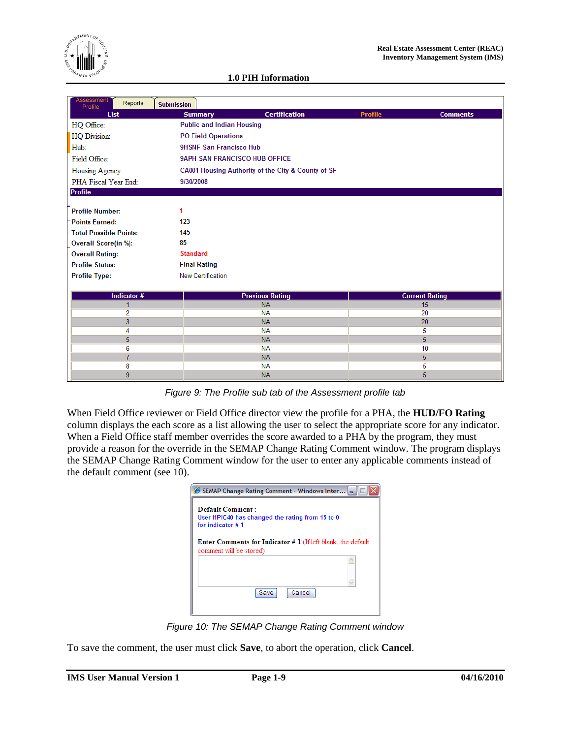## 1.0 PIH Information

| Assessment Profile | Reports | Submission |
|---|---|---|

| List | Summary | Certification | Profile | Comments |
|---|---|---|---|---|

| | |
|---|---|
| HQ Office: | Public and Indian Housing |
| HQ Division: | PO Field Operations |
| Hub: | 9HSNF San Francisco Hub |
| Field Office: | 9APH SAN FRANCISCO HUB OFFICE |
| Housing Agency: | CA001 Housing Authority of the City & County of SF |
| PHA Fiscal Year End: | 9/30/2008 |

**Profile**

| | |
|---|---|
| Profile Number: | 1 |
| Points Earned: | 123 |
| Total Possible Points: | 145 |
| Overall Score(in %): | 85 |
| Overall Rating: | Standard |
| Profile Status: | Final Rating |
| Profile Type: | New Certification |

| Indicator # | Previous Rating | Current Rating |
|---|---|---|
| 1 | NA | 15 |
| 2 | NA | 20 |
| 3 | NA | 20 |
| 4 | NA | 5 |
| 5 | NA | 5 |
| 6 | NA | 10 |
| 7 | NA | 5 |
| 8 | NA | 5 |
| 9 | NA | 5 |

*Figure 9: The Profile sub tab of the Assessment profile tab*

When Field Office reviewer or Field Office director view the profile for a PHA, the **HUD/FO Rating** column displays the each score as a list allowing the user to select the appropriate score for any indicator. When a Field Office staff member overrides the score awarded to a PHA by the program, they must provide a reason for the override in the SEMAP Change Rating Comment window. The program displays the SEMAP Change Rating Comment window for the user to enter any applicable comments instead of the default comment (see 10).

SEMAP Change Rating Comment - Windows Inter...

**Default Comment :**
User HPIC40 has changed the rating from 15 to 0 for indicator # 1

**Enter Comments for Indicator # 1** (If left blank, the default comment will be stored)

[Save] [Cancel]

*Figure 10: The SEMAP Change Rating Comment window*

To save the comment, the user must click **Save**, to abort the operation, click **Cancel**.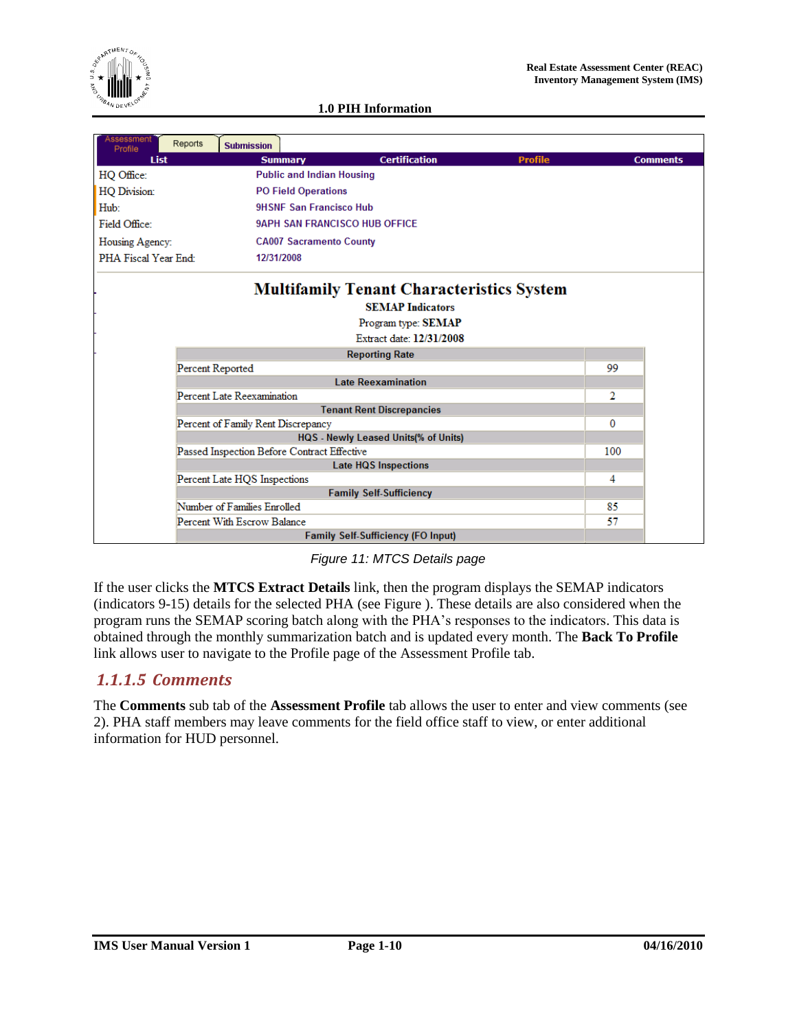| Assessment Profile | Reports | Submission | | |
|---|---|---|---|---|
| List | Summary | Certification | Profile | Comments |

| | |
|---|---|
| HQ Office: | Public and Indian Housing |
| HQ Division: | PO Field Operations |
| Hub: | 9HSNF San Francisco Hub |
| Field Office: | 9APH SAN FRANCISCO HUB OFFICE |
| Housing Agency: | CA007 Sacramento County |
| PHA Fiscal Year End: | 12/31/2008 |

**Multifamily Tenant Characteristics System**

**SEMAP Indicators**

Program type: **SEMAP**

Extract date: **12/31/2008**

| Reporting Rate | |
|---|---|
| Percent Reported | 99 |
| **Late Reexamination** | |
| Percent Late Reexamination | 2 |
| **Tenant Rent Discrepancies** | |
| Percent of Family Rent Discrepancy | 0 |
| **HQS - Newly Leased Units(% of Units)** | |
| Passed Inspection Before Contract Effective | 100 |
| **Late HQS Inspections** | |
| Percent Late HQS Inspections | 4 |
| **Family Self-Sufficiency** | |
| Number of Families Enrolled | 85 |
| Percent With Escrow Balance | 57 |
| **Family Self-Sufficiency (FO Input)** | |

*Figure 11: MTCS Details page*

If the user clicks the **MTCS Extract Details** link, then the program displays the SEMAP indicators (indicators 9-15) details for the selected PHA (see Figure ). These details are also considered when the program runs the SEMAP scoring batch along with the PHA's responses to the indicators. This data is obtained through the monthly summarization batch and is updated every month. The **Back To Profile** link allows user to navigate to the Profile page of the Assessment Profile tab.

### *1.1.1.5 Comments*

The **Comments** sub tab of the **Assessment Profile** tab allows the user to enter and view comments (see 2). PHA staff members may leave comments for the field office staff to view, or enter additional information for HUD personnel.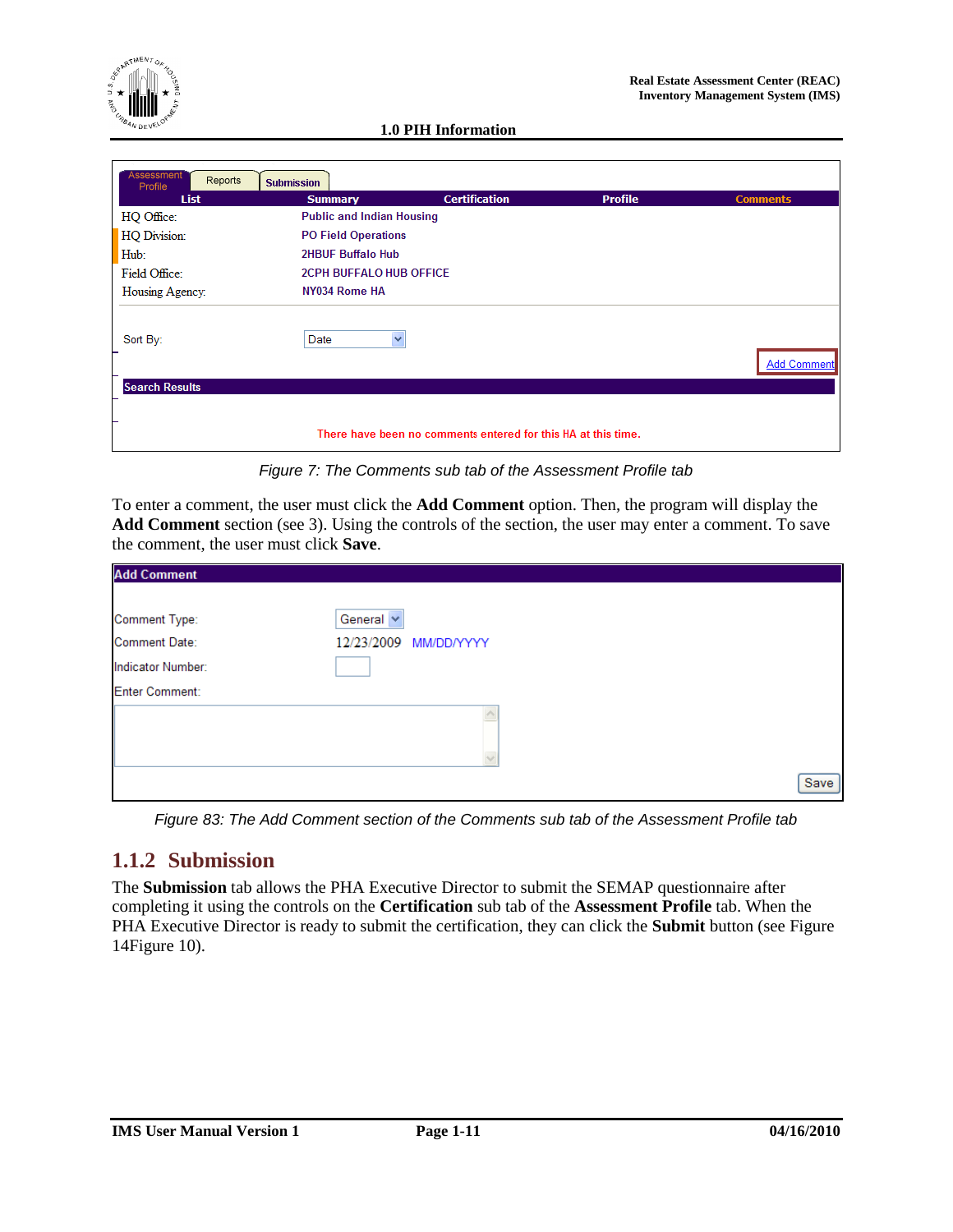Figure 7: The Comments sub tab of the Assessment Profile tab

To enter a comment, the user must click the **Add Comment** option. Then, the program will display the **Add Comment** section (see 3). Using the controls of the section, the user may enter a comment. To save the comment, the user must click **Save**.

Figure 83: The Add Comment section of the Comments sub tab of the Assessment Profile tab

## 1.1.2 Submission

The **Submission** tab allows the PHA Executive Director to submit the SEMAP questionnaire after completing it using the controls on the **Certification** sub tab of the **Assessment Profile** tab. When the PHA Executive Director is ready to submit the certification, they can click the **Submit** button (see Figure 14Figure 10).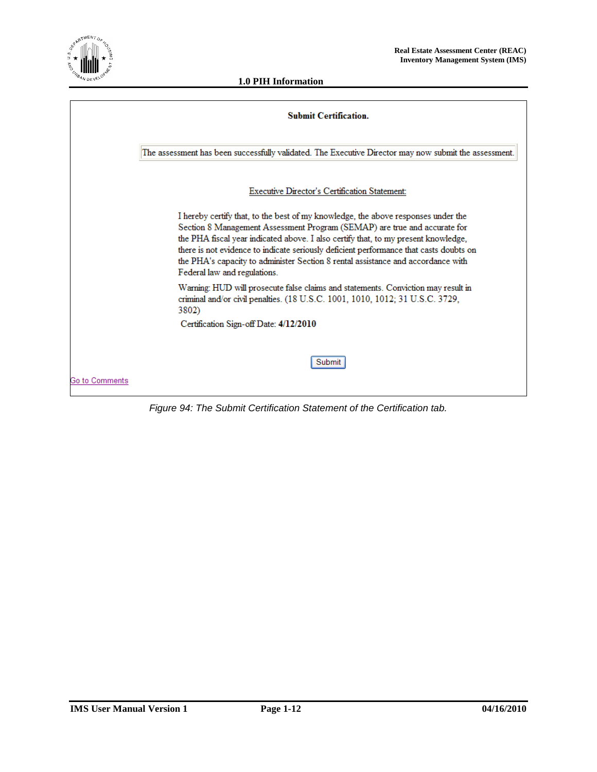**Submit Certification.**

The assessment has been successfully validated. The Executive Director may now submit the assessment.

Executive Director's Certification Statement:

I hereby certify that, to the best of my knowledge, the above responses under the Section 8 Management Assessment Program (SEMAP) are true and accurate for the PHA fiscal year indicated above. I also certify that, to my present knowledge, there is not evidence to indicate seriously deficient performance that casts doubts on the PHA's capacity to administer Section 8 rental assistance and accordance with Federal law and regulations.

Warning: HUD will prosecute false claims and statements. Conviction may result in criminal and/or civil penalties. (18 U.S.C. 1001, 1010, 1012; 31 U.S.C. 3729, 3802)

Certification Sign-off Date: **4/12/2010**

Submit

Go to Comments

*Figure 94: The Submit Certification Statement of the Certification tab.*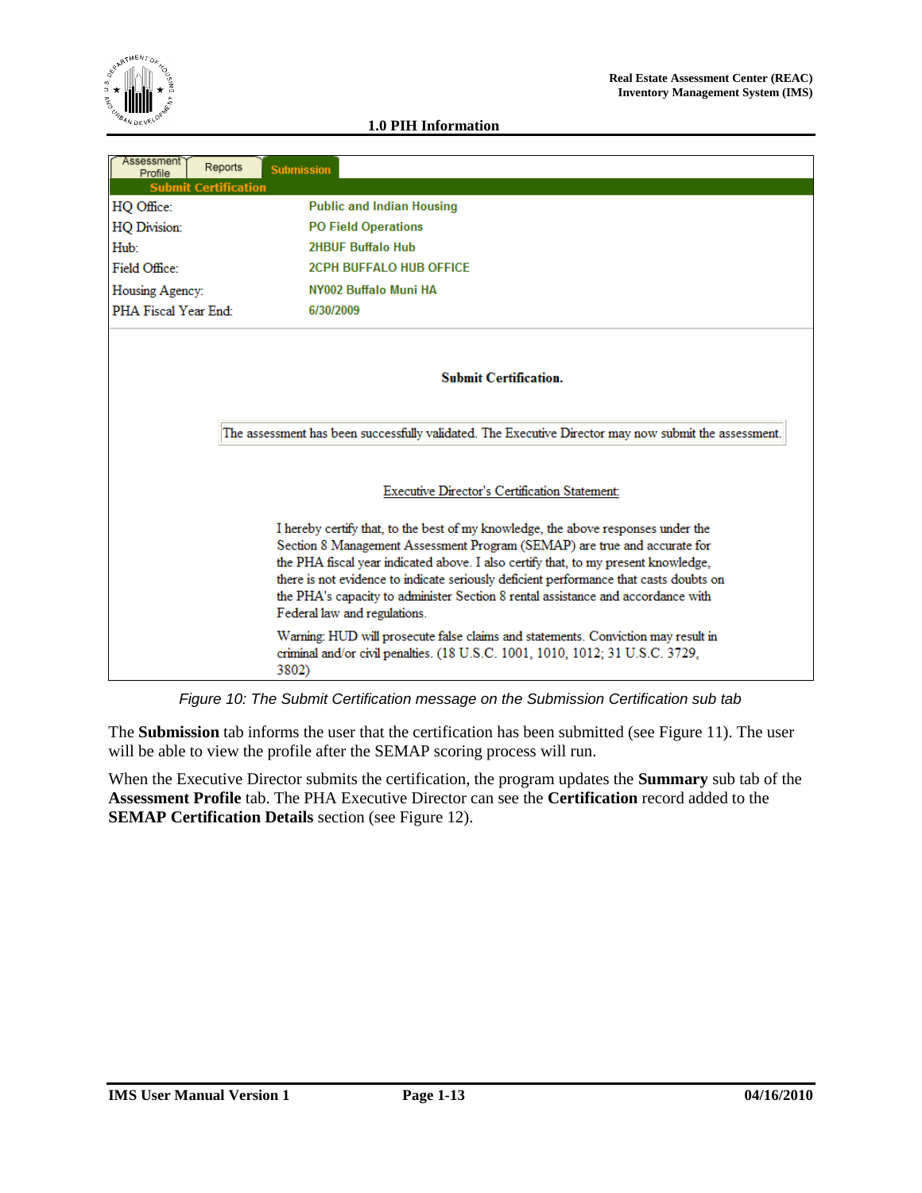| Assessment Profile | Reports | Submission |
|---|---|---|

**Submit Certification**

| | |
|---|---|
| HQ Office: | Public and Indian Housing |
| HQ Division: | PO Field Operations |
| Hub: | 2HBUF Buffalo Hub |
| Field Office: | 2CPH BUFFALO HUB OFFICE |
| Housing Agency: | NY002 Buffalo Muni HA |
| PHA Fiscal Year End: | 6/30/2009 |

**Submit Certification.**

The assessment has been successfully validated. The Executive Director may now submit the assessment.

Executive Director's Certification Statement:

I hereby certify that, to the best of my knowledge, the above responses under the Section 8 Management Assessment Program (SEMAP) are true and accurate for the PHA fiscal year indicated above. I also certify that, to my present knowledge, there is not evidence to indicate seriously deficient performance that casts doubts on the PHA's capacity to administer Section 8 rental assistance and accordance with Federal law and regulations.

Warning: HUD will prosecute false claims and statements. Conviction may result in criminal and/or civil penalties. (18 U.S.C. 1001, 1010, 1012; 31 U.S.C. 3729, 3802)

*Figure 10: The Submit Certification message on the Submission Certification sub tab*

The **Submission** tab informs the user that the certification has been submitted (see Figure 11). The user will be able to view the profile after the SEMAP scoring process will run.

When the Executive Director submits the certification, the program updates the **Summary** sub tab of the **Assessment Profile** tab. The PHA Executive Director can see the **Certification** record added to the **SEMAP Certification Details** section (see Figure 12).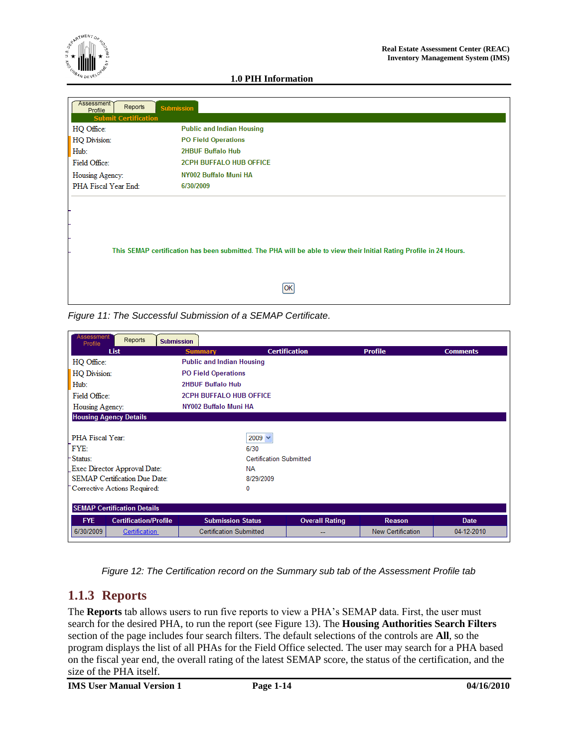| Assessment Profile | Reports | Submission |
|---|---|---|

**Submit Certification**

| | |
|---|---|
| HQ Office: | Public and Indian Housing |
| HQ Division: | PO Field Operations |
| Hub: | 2HBUF Buffalo Hub |
| Field Office: | 2CPH BUFFALO HUB OFFICE |
| Housing Agency: | NY002 Buffalo Muni HA |
| PHA Fiscal Year End: | 6/30/2009 |

This SEMAP certification has been submitted. The PHA will be able to view their Initial Rating Profile in 24 Hours.

OK

*Figure 11: The Successful Submission of a SEMAP Certificate.*

| Assessment Profile | Reports | Submission |
|---|---|---|

| List | Summary | Certification | Profile | Comments |
|---|---|---|---|---|

| | |
|---|---|
| HQ Office: | Public and Indian Housing |
| HQ Division: | PO Field Operations |
| Hub: | 2HBUF Buffalo Hub |
| Field Office: | 2CPH BUFFALO HUB OFFICE |
| Housing Agency: | NY002 Buffalo Muni HA |

**Housing Agency Details**

| | |
|---|---|
| PHA Fiscal Year: | 2009 |
| FYE: | 6/30 |
| Status: | Certification Submitted |
| Exec Director Approval Date: | NA |
| SEMAP Certification Due Date: | 8/29/2009 |
| Corrective Actions Required: | 0 |

**SEMAP Certification Details**

| FYE | Certification/Profile | Submission Status | Overall Rating | Reason | Date |
|---|---|---|---|---|---|
| 6/30/2009 | Certification | Certification Submitted | -- | New Certification | 04-12-2010 |

*Figure 12: The Certification record on the Summary sub tab of the Assessment Profile tab*

### 1.1.3 Reports

The **Reports** tab allows users to run five reports to view a PHA's SEMAP data. First, the user must search for the desired PHA, to run the report (see Figure 13). The **Housing Authorities Search Filters** section of the page includes four search filters. The default selections of the controls are **All**, so the program displays the list of all PHAs for the Field Office selected. The user may search for a PHA based on the fiscal year end, the overall rating of the latest SEMAP score, the status of the certification, and the size of the PHA itself.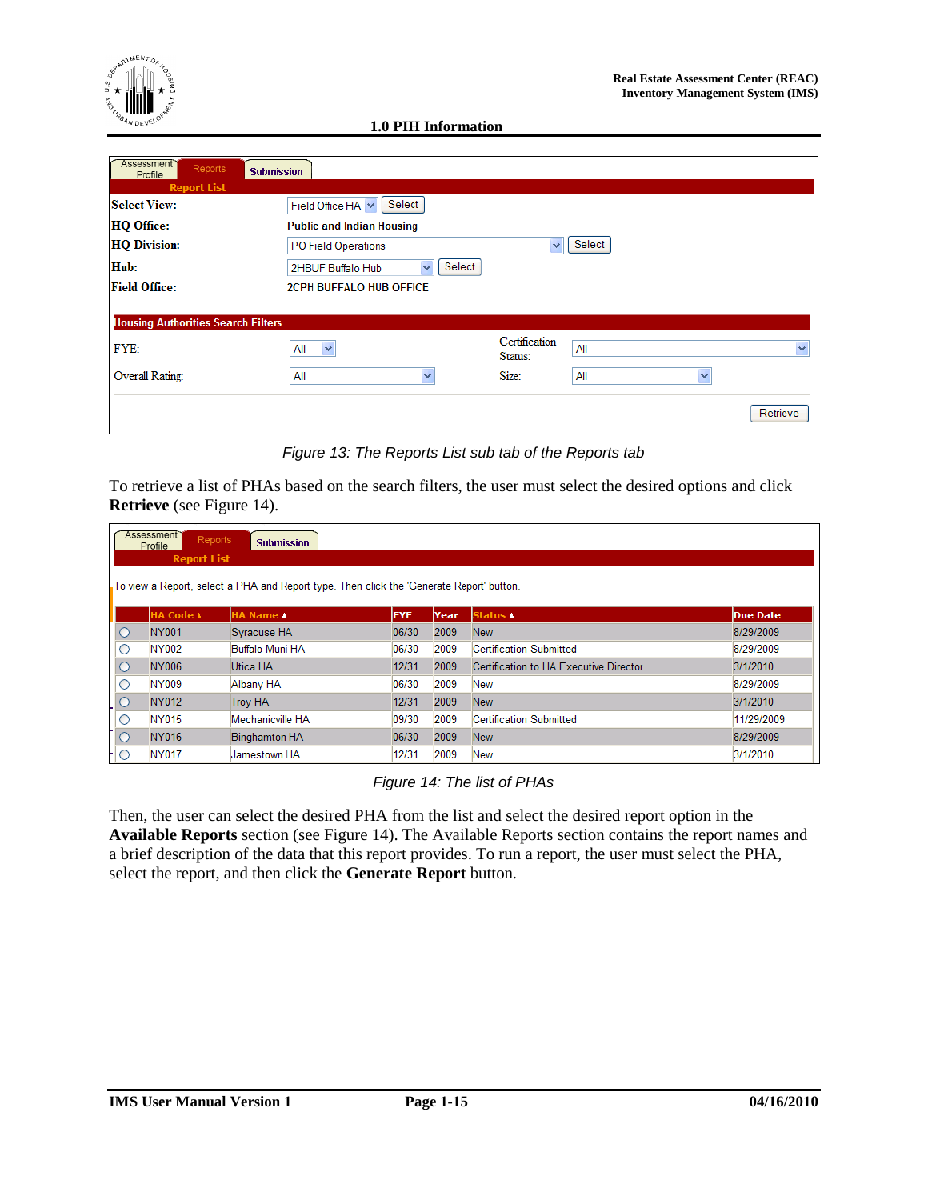## 1.0 PIH Information

| Assessment Profile | Reports | Submission |
|---|---|---|

**Report List**

| | |
|---|---|
| **Select View:** | Field Office HA [Select] |
| **HQ Office:** | Public and Indian Housing |
| **HQ Division:** | PO Field Operations [Select] |
| **Hub:** | 2HBUF Buffalo Hub [Select] |
| **Field Office:** | 2CPH BUFFALO HUB OFFICE |

**Housing Authorities Search Filters**

| | | | |
|---|---|---|---|
| FYE: | All | Certification Status: | All |
| Overall Rating: | All | Size: | All |

[Retrieve]

*Figure 13: The Reports List sub tab of the Reports tab*

To retrieve a list of PHAs based on the search filters, the user must select the desired options and click **Retrieve** (see Figure 14).

| Assessment Profile | Reports | Submission |
|---|---|---|

**Report List**

To view a Report, select a PHA and Report type. Then click the 'Generate Report' button.

| | HA Code ▲ | HA Name ▲ | FYE | Year | Status ▲ | Due Date |
|---|---|---|---|---|---|---|
| ○ | NY001 | Syracuse HA | 06/30 | 2009 | New | 8/29/2009 |
| ○ | NY002 | Buffalo Muni HA | 06/30 | 2009 | Certification Submitted | 8/29/2009 |
| ○ | NY006 | Utica HA | 12/31 | 2009 | Certification to HA Executive Director | 3/1/2010 |
| ○ | NY009 | Albany HA | 06/30 | 2009 | New | 8/29/2009 |
| ○ | NY012 | Troy HA | 12/31 | 2009 | New | 3/1/2010 |
| ○ | NY015 | Mechanicville HA | 09/30 | 2009 | Certification Submitted | 11/29/2009 |
| ○ | NY016 | Binghamton HA | 06/30 | 2009 | New | 8/29/2009 |
| ○ | NY017 | Jamestown HA | 12/31 | 2009 | New | 3/1/2010 |

*Figure 14: The list of PHAs*

Then, the user can select the desired PHA from the list and select the desired report option in the **Available Reports** section (see Figure 14). The Available Reports section contains the report names and a brief description of the data that this report provides. To run a report, the user must select the PHA, select the report, and then click the **Generate Report** button.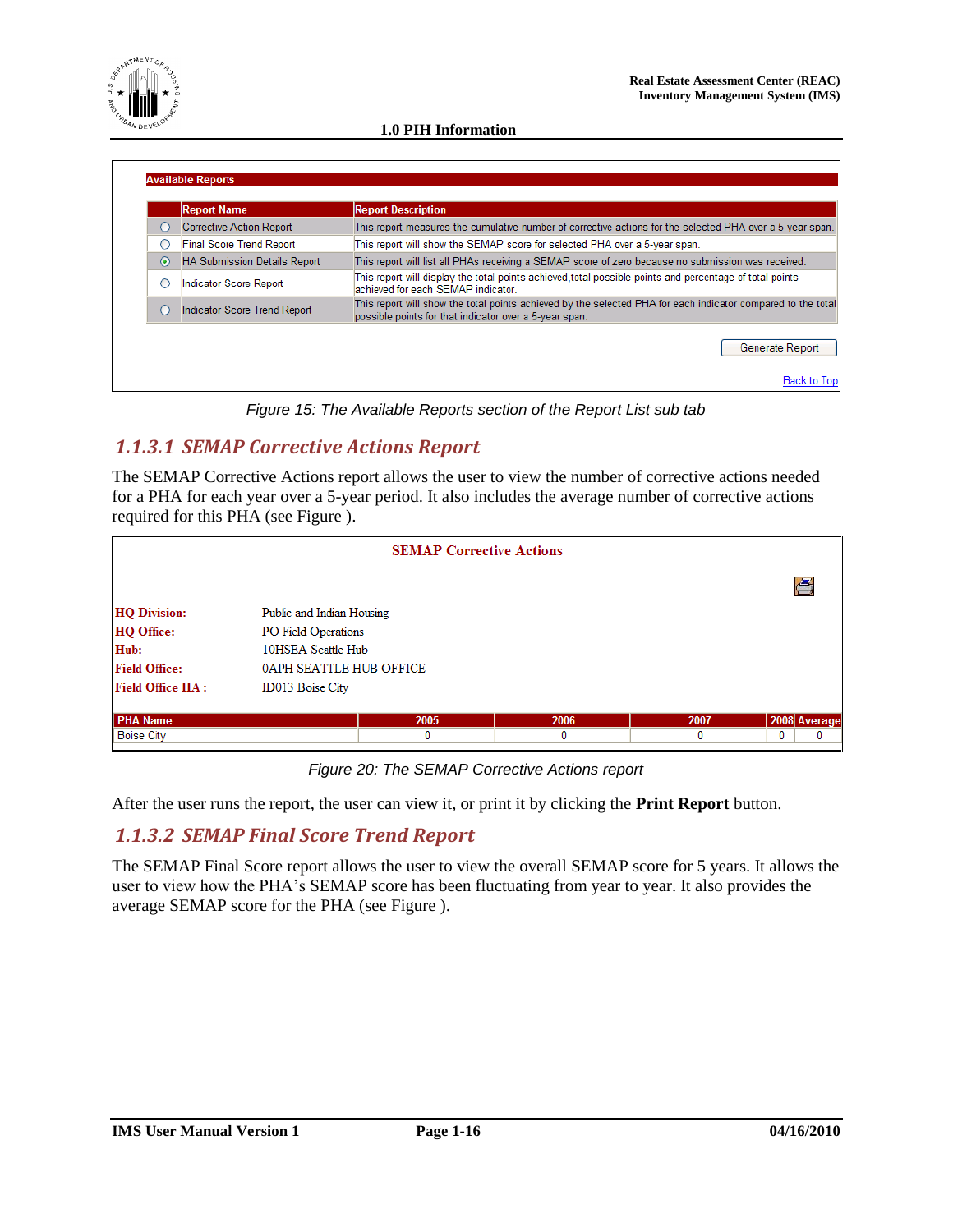**Available Reports**

| | Report Name | Report Description |
|---|---|---|
| ○ | Corrective Action Report | This report measures the cumulative number of corrective actions for the selected PHA over a 5-year span. |
| ○ | Final Score Trend Report | This report will show the SEMAP score for selected PHA over a 5-year span. |
| ◉ | HA Submission Details Report | This report will list all PHAs receiving a SEMAP score of zero because no submission was received. |
| ○ | Indicator Score Report | This report will display the total points achieved,total possible points and percentage of total points achieved for each SEMAP indicator. |
| ○ | Indicator Score Trend Report | This report will show the total points achieved by the selected PHA for each indicator compared to the total possible points for that indicator over a 5-year span. |

Generate Report

Back to Top

*Figure 15: The Available Reports section of the Report List sub tab*

### *1.1.3.1 SEMAP Corrective Actions Report*

The SEMAP Corrective Actions report allows the user to view the number of corrective actions needed for a PHA for each year over a 5-year period. It also includes the average number of corrective actions required for this PHA (see Figure ).

**SEMAP Corrective Actions**

**HQ Division:** Public and Indian Housing
**HQ Office:** PO Field Operations
**Hub:** 10HSEA Seattle Hub
**Field Office:** 0APH SEATTLE HUB OFFICE
**Field Office HA :** ID013 Boise City

| PHA Name | 2005 | 2006 | 2007 | 2008 | Average |
|---|---|---|---|---|---|
| Boise City | 0 | 0 | 0 | 0 | 0 |

*Figure 20: The SEMAP Corrective Actions report*

After the user runs the report, the user can view it, or print it by clicking the **Print Report** button.

### *1.1.3.2 SEMAP Final Score Trend Report*

The SEMAP Final Score report allows the user to view the overall SEMAP score for 5 years. It allows the user to view how the PHA's SEMAP score has been fluctuating from year to year. It also provides the average SEMAP score for the PHA (see Figure ).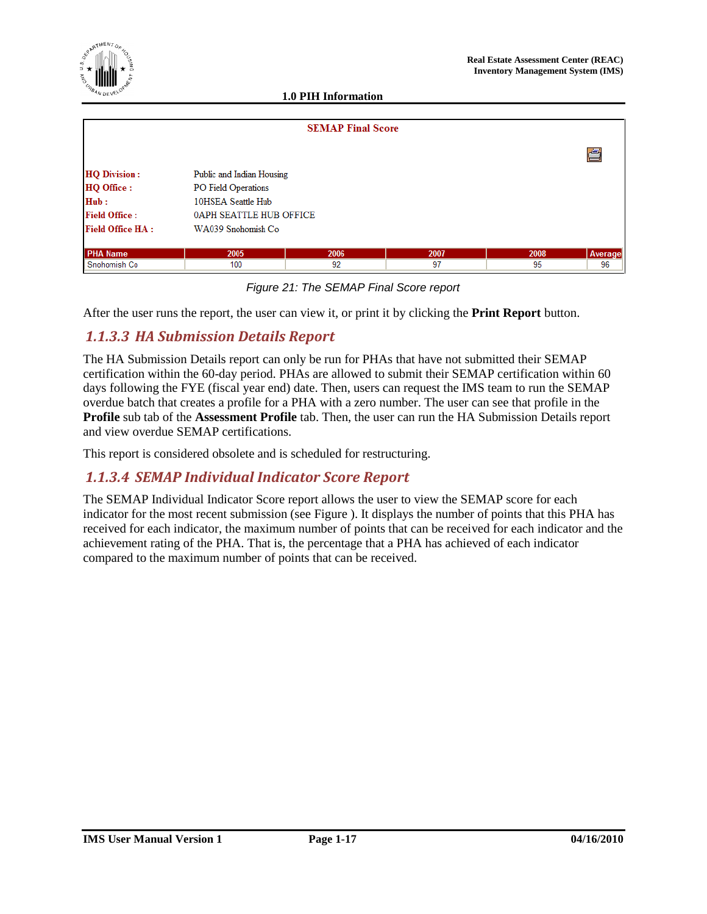**SEMAP Final Score**

**HQ Division :** Public and Indian Housing
**HQ Office :** PO Field Operations
**Hub :** 10HSEA Seattle Hub
**Field Office :** 0APH SEATTLE HUB OFFICE
**Field Office HA :** WA039 Snohomish Co

| PHA Name | 2005 | 2006 | 2007 | 2008 | Average |
|---|---|---|---|---|---|
| Snohomish Co | 100 | 92 | 97 | 95 | 96 |

*Figure 21: The SEMAP Final Score report*

After the user runs the report, the user can view it, or print it by clicking the **Print Report** button.

### 1.1.3.3 HA Submission Details Report

The HA Submission Details report can only be run for PHAs that have not submitted their SEMAP certification within the 60-day period. PHAs are allowed to submit their SEMAP certification within 60 days following the FYE (fiscal year end) date. Then, users can request the IMS team to run the SEMAP overdue batch that creates a profile for a PHA with a zero number. The user can see that profile in the **Profile** sub tab of the **Assessment Profile** tab. Then, the user can run the HA Submission Details report and view overdue SEMAP certifications.

This report is considered obsolete and is scheduled for restructuring.

### 1.1.3.4 SEMAP Individual Indicator Score Report

The SEMAP Individual Indicator Score report allows the user to view the SEMAP score for each indicator for the most recent submission (see Figure ). It displays the number of points that this PHA has received for each indicator, the maximum number of points that can be received for each indicator and the achievement rating of the PHA. That is, the percentage that a PHA has achieved of each indicator compared to the maximum number of points that can be received.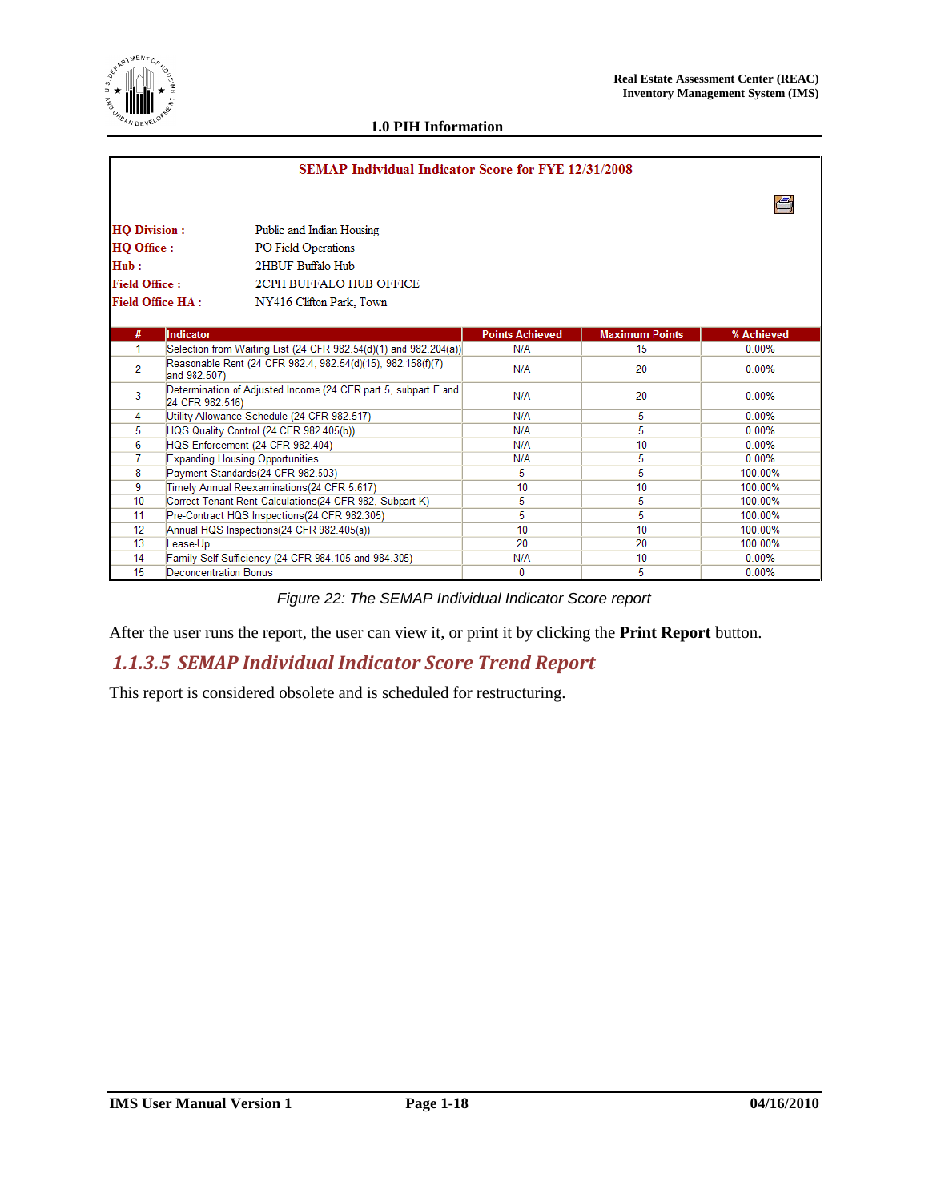**SEMAP Individual Indicator Score for FYE 12/31/2008**

**HQ Division :** Public and Indian Housing
**HQ Office :** PO Field Operations
**Hub :** 2HBUF Buffalo Hub
**Field Office :** 2CPH BUFFALO HUB OFFICE
**Field Office HA :** NY416 Clifton Park, Town

| # | Indicator | Points Achieved | Maximum Points | % Achieved |
|---|---|---|---|---|
| 1 | Selection from Waiting List (24 CFR 982.54(d)(1) and 982.204(a)) | N/A | 15 | 0.00% |
| 2 | Reasonable Rent (24 CFR 982.4, 982.54(d)(15), 982.158(f)(7) and 982.507) | N/A | 20 | 0.00% |
| 3 | Determination of Adjusted Income (24 CFR part 5, subpart F and 24 CFR 982.516) | N/A | 20 | 0.00% |
| 4 | Utility Allowance Schedule (24 CFR 982.517) | N/A | 5 | 0.00% |
| 5 | HQS Quality Control (24 CFR 982.405(b)) | N/A | 5 | 0.00% |
| 6 | HQS Enforcement (24 CFR 982.404) | N/A | 10 | 0.00% |
| 7 | Expanding Housing Opportunities. | N/A | 5 | 0.00% |
| 8 | Payment Standards(24 CFR 982.503) | 5 | 5 | 100.00% |
| 9 | Timely Annual Reexaminations(24 CFR 5.617) | 10 | 10 | 100.00% |
| 10 | Correct Tenant Rent Calculations(24 CFR 982, Subpart K) | 5 | 5 | 100.00% |
| 11 | Pre-Contract HQS Inspections(24 CFR 982.305) | 5 | 5 | 100.00% |
| 12 | Annual HQS Inspections(24 CFR 982.405(a)) | 10 | 10 | 100.00% |
| 13 | Lease-Up | 20 | 20 | 100.00% |
| 14 | Family Self-Sufficiency (24 CFR 984.105 and 984.305) | N/A | 10 | 0.00% |
| 15 | Deconcentration Bonus | 0 | 5 | 0.00% |

*Figure 22: The SEMAP Individual Indicator Score report*

After the user runs the report, the user can view it, or print it by clicking the **Print Report** button.

### *1.1.3.5 SEMAP Individual Indicator Score Trend Report*

This report is considered obsolete and is scheduled for restructuring.